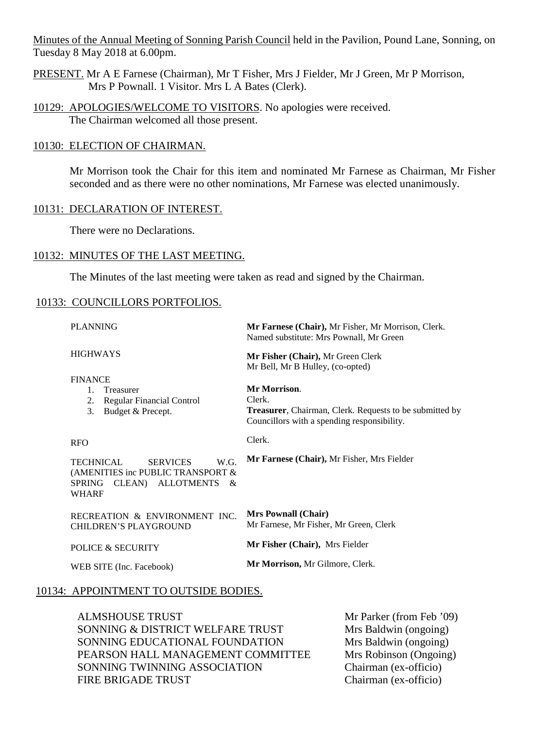Minutes of the Annual Meeting of Sonning Parish Council held in the Pavilion, Pound Lane, Sonning, on Tuesday 8 May 2018 at 6.00pm.

PRESENT. Mr A E Farnese (Chairman), Mr T Fisher, Mrs J Fielder, Mr J Green, Mr P Morrison, Mrs P Pownall. 1 Visitor. Mrs L A Bates (Clerk).

10129: APOLOGIES/WELCOME TO VISITORS. No apologies were received. The Chairman welcomed all those present.

10130: ELECTION OF CHAIRMAN.

Mr Morrison took the Chair for this item and nominated Mr Farnese as Chairman, Mr Fisher seconded and as there were no other nominations, Mr Farnese was elected unanimously.

10131: DECLARATION OF INTEREST.

There were no Declarations.

10132: MINUTES OF THE LAST MEETING.

The Minutes of the last meeting were taken as read and signed by the Chairman.

10133: COUNCILLORS PORTFOLIOS.

| | |
|---|---|
| PLANNING | **Mr Farnese (Chair),** Mr Fisher, Mr Morrison, Clerk. Named substitute: Mrs Pownall, Mr Green |
| HIGHWAYS | **Mr Fisher (Chair),** Mr Green Clerk Mr Bell, Mr B Hulley, (co-opted) |
| FINANCE | |
| 1. Treasurer | **Mr Morrison**. |
| 2. Regular Financial Control | Clerk. |
| 3. Budget & Precept. | **Treasurer**, Chairman, Clerk. Requests to be submitted by Councillors with a spending responsibility. |
| RFO | Clerk. |
| TECHNICAL SERVICES W.G. (AMENITIES inc PUBLIC TRANSPORT & SPRING CLEAN) ALLOTMENTS & WHARF | **Mr Farnese (Chair),** Mr Fisher, Mrs Fielder |
| RECREATION & ENVIRONMENT INC. CHILDREN'S PLAYGROUND | **Mrs Pownall (Chair)** Mr Farnese, Mr Fisher, Mr Green, Clerk |
| POLICE & SECURITY | **Mr Fisher (Chair),** Mrs Fielder |
| WEB SITE (Inc. Facebook) | **Mr Morrison,** Mr Gilmore, Clerk. |

10134: APPOINTMENT TO OUTSIDE BODIES.

| | |
|---|---|
| ALMSHOUSE TRUST | Mr Parker (from Feb '09) |
| SONNING & DISTRICT WELFARE TRUST | Mrs Baldwin (ongoing) |
| SONNING EDUCATIONAL FOUNDATION | Mrs Baldwin (ongoing) |
| PEARSON HALL MANAGEMENT COMMITTEE | Mrs Robinson (Ongoing) |
| SONNING TWINNING ASSOCIATION | Chairman (ex-officio) |
| FIRE BRIGADE TRUST | Chairman (ex-officio) |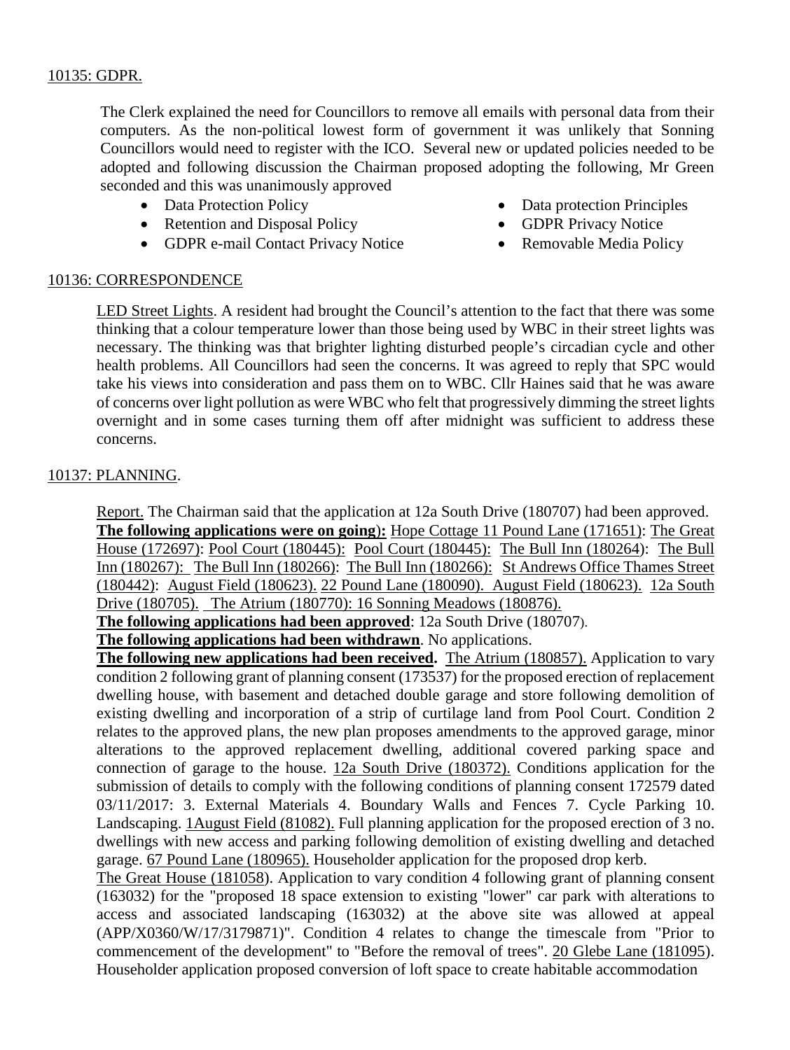10135: GDPR.

The Clerk explained the need for Councillors to remove all emails with personal data from their computers. As the non-political lowest form of government it was unlikely that Sonning Councillors would need to register with the ICO. Several new or updated policies needed to be adopted and following discussion the Chairman proposed adopting the following, Mr Green seconded and this was unanimously approved

- Data Protection Policy
- Retention and Disposal Policy
- GDPR e-mail Contact Privacy Notice
- Data protection Principles
- GDPR Privacy Notice
- Removable Media Policy

10136: CORRESPONDENCE

LED Street Lights. A resident had brought the Council's attention to the fact that there was some thinking that a colour temperature lower than those being used by WBC in their street lights was necessary. The thinking was that brighter lighting disturbed people's circadian cycle and other health problems. All Councillors had seen the concerns. It was agreed to reply that SPC would take his views into consideration and pass them on to WBC. Cllr Haines said that he was aware of concerns over light pollution as were WBC who felt that progressively dimming the street lights overnight and in some cases turning them off after midnight was sufficient to address these concerns.

10137: PLANNING.

Report. The Chairman said that the application at 12a South Drive (180707) had been approved.
**The following applications were on going):** Hope Cottage 11 Pound Lane (171651): The Great House (172697): Pool Court (180445): Pool Court (180445): The Bull Inn (180264): The Bull Inn (180267): The Bull Inn (180266): The Bull Inn (180266): St Andrews Office Thames Street (180442): August Field (180623). 22 Pound Lane (180090). August Field (180623). 12a South Drive (180705). The Atrium (180770): 16 Sonning Meadows (180876).
**The following applications had been approved**: 12a South Drive (180707).
**The following applications had been withdrawn**. No applications.
**The following new applications had been received.** The Atrium (180857). Application to vary condition 2 following grant of planning consent (173537) for the proposed erection of replacement dwelling house, with basement and detached double garage and store following demolition of existing dwelling and incorporation of a strip of curtilage land from Pool Court. Condition 2 relates to the approved plans, the new plan proposes amendments to the approved garage, minor alterations to the approved replacement dwelling, additional covered parking space and connection of garage to the house. 12a South Drive (180372). Conditions application for the submission of details to comply with the following conditions of planning consent 172579 dated 03/11/2017: 3. External Materials 4. Boundary Walls and Fences 7. Cycle Parking 10. Landscaping. 1August Field (81082). Full planning application for the proposed erection of 3 no. dwellings with new access and parking following demolition of existing dwelling and detached garage. 67 Pound Lane (180965). Householder application for the proposed drop kerb.
The Great House (181058). Application to vary condition 4 following grant of planning consent (163032) for the "proposed 18 space extension to existing "lower" car park with alterations to access and associated landscaping (163032) at the above site was allowed at appeal (APP/X0360/W/17/3179871)". Condition 4 relates to change the timescale from "Prior to commencement of the development" to "Before the removal of trees". 20 Glebe Lane (181095). Householder application proposed conversion of loft space to create habitable accommodation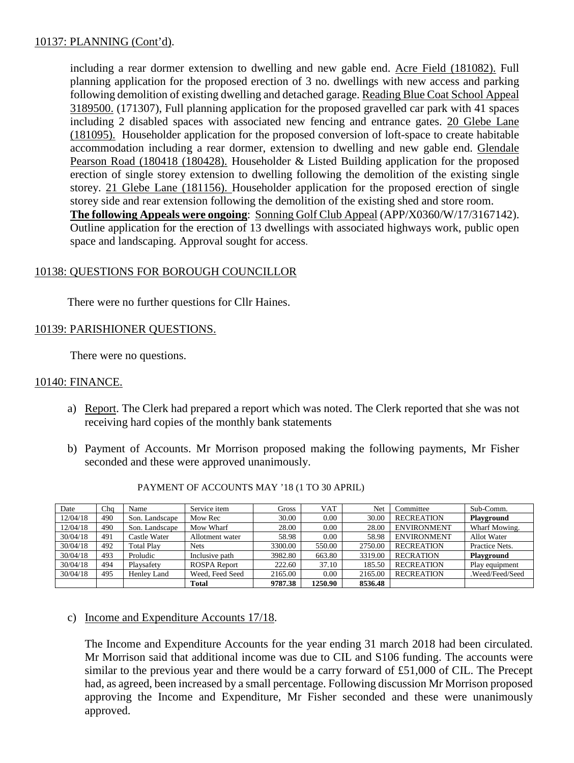10137: PLANNING (Cont'd).

including a rear dormer extension to dwelling and new gable end. Acre Field (181082). Full planning application for the proposed erection of 3 no. dwellings with new access and parking following demolition of existing dwelling and detached garage. Reading Blue Coat School Appeal 3189500. (171307), Full planning application for the proposed gravelled car park with 41 spaces including 2 disabled spaces with associated new fencing and entrance gates. 20 Glebe Lane (181095). Householder application for the proposed conversion of loft-space to create habitable accommodation including a rear dormer, extension to dwelling and new gable end. Glendale Pearson Road (180418 (180428). Householder & Listed Building application for the proposed erection of single storey extension to dwelling following the demolition of the existing single storey. 21 Glebe Lane (181156). Householder application for the proposed erection of single storey side and rear extension following the demolition of the existing shed and store room.

**The following Appeals were ongoing**: Sonning Golf Club Appeal (APP/X0360/W/17/3167142). Outline application for the erection of 13 dwellings with associated highways work, public open space and landscaping. Approval sought for access.

10138: QUESTIONS FOR BOROUGH COUNCILLOR

There were no further questions for Cllr Haines.

10139: PARISHIONER QUESTIONS.

There were no questions.

10140: FINANCE.

a) Report. The Clerk had prepared a report which was noted. The Clerk reported that she was not receiving hard copies of the monthly bank statements

b) Payment of Accounts. Mr Morrison proposed making the following payments, Mr Fisher seconded and these were approved unanimously.

PAYMENT OF ACCOUNTS MAY '18 (1 TO 30 APRIL)

| Date | Chq | Name | Service item | Gross | VAT | Net | Committee | Sub-Comm. |
|---|---|---|---|---|---|---|---|---|
| 12/04/18 | 490 | Son. Landscape | Mow Rec | 30.00 | 0.00 | 30.00 | RECREATION | **Playground** |
| 12/04/18 | 490 | Son. Landscape | Mow Wharf | 28.00 | 0.00 | 28.00 | ENVIRONMENT | Wharf Mowing. |
| 30/04/18 | 491 | Castle Water | Allotment water | 58.98 | 0.00 | 58.98 | ENVIRONMENT | Allot Water |
| 30/04/18 | 492 | Total Play | Nets | 3300.00 | 550.00 | 2750.00 | RECREATION | Practice Nets. |
| 30/04/18 | 493 | Proludic | Inclusive path | 3982.80 | 663.80 | 3319.00 | RECRATION | **Playground** |
| 30/04/18 | 494 | Playsafety | ROSPA Report | 222.60 | 37.10 | 185.50 | RECREATION | Play equipment |
| 30/04/18 | 495 | Henley Land | Weed, Feed Seed | 2165.00 | 0.00 | 2165.00 | RECREATION | .Weed/Feed/Seed |
| | | | **Total** | **9787.38** | **1250.90** | **8536.48** | | |

c) Income and Expenditure Accounts 17/18.

The Income and Expenditure Accounts for the year ending 31 march 2018 had been circulated. Mr Morrison said that additional income was due to CIL and S106 funding. The accounts were similar to the previous year and there would be a carry forward of £51,000 of CIL. The Precept had, as agreed, been increased by a small percentage. Following discussion Mr Morrison proposed approving the Income and Expenditure, Mr Fisher seconded and these were unanimously approved.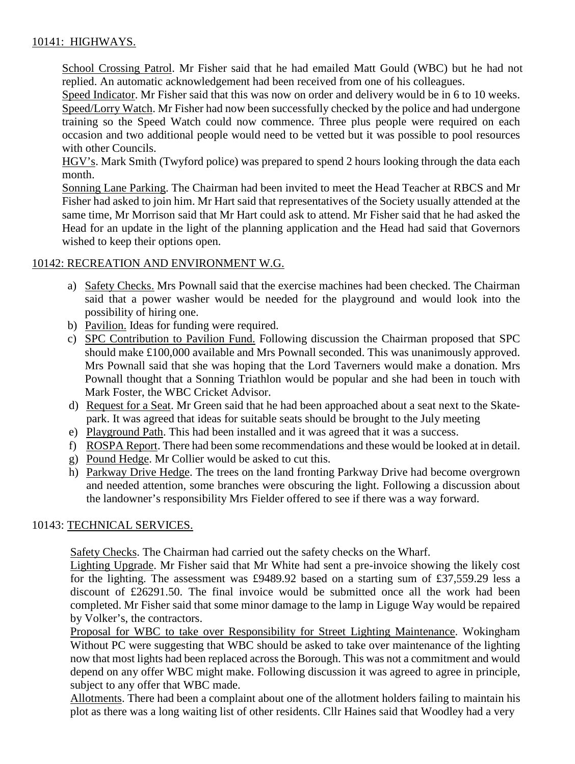10141: HIGHWAYS.

School Crossing Patrol. Mr Fisher said that he had emailed Matt Gould (WBC) but he had not replied. An automatic acknowledgement had been received from one of his colleagues.
Speed Indicator. Mr Fisher said that this was now on order and delivery would be in 6 to 10 weeks.
Speed/Lorry Watch. Mr Fisher had now been successfully checked by the police and had undergone training so the Speed Watch could now commence. Three plus people were required on each occasion and two additional people would need to be vetted but it was possible to pool resources with other Councils.
HGV's. Mark Smith (Twyford police) was prepared to spend 2 hours looking through the data each month.
Sonning Lane Parking. The Chairman had been invited to meet the Head Teacher at RBCS and Mr Fisher had asked to join him. Mr Hart said that representatives of the Society usually attended at the same time, Mr Morrison said that Mr Hart could ask to attend. Mr Fisher said that he had asked the Head for an update in the light of the planning application and the Head had said that Governors wished to keep their options open.

10142: RECREATION AND ENVIRONMENT W.G.

a) Safety Checks. Mrs Pownall said that the exercise machines had been checked. The Chairman said that a power washer would be needed for the playground and would look into the possibility of hiring one.
b) Pavilion. Ideas for funding were required.
c) SPC Contribution to Pavilion Fund. Following discussion the Chairman proposed that SPC should make £100,000 available and Mrs Pownall seconded. This was unanimously approved. Mrs Pownall said that she was hoping that the Lord Taverners would make a donation. Mrs Pownall thought that a Sonning Triathlon would be popular and she had been in touch with Mark Foster, the WBC Cricket Advisor.
d) Request for a Seat. Mr Green said that he had been approached about a seat next to the Skate-park. It was agreed that ideas for suitable seats should be brought to the July meeting
e) Playground Path. This had been installed and it was agreed that it was a success.
f) ROSPA Report. There had been some recommendations and these would be looked at in detail.
g) Pound Hedge. Mr Collier would be asked to cut this.
h) Parkway Drive Hedge. The trees on the land fronting Parkway Drive had become overgrown and needed attention, some branches were obscuring the light. Following a discussion about the landowner's responsibility Mrs Fielder offered to see if there was a way forward.

10143: TECHNICAL SERVICES.

Safety Checks. The Chairman had carried out the safety checks on the Wharf.
Lighting Upgrade. Mr Fisher said that Mr White had sent a pre-invoice showing the likely cost for the lighting. The assessment was £9489.92 based on a starting sum of £37,559.29 less a discount of £26291.50. The final invoice would be submitted once all the work had been completed. Mr Fisher said that some minor damage to the lamp in Liguge Way would be repaired by Volker's, the contractors.
Proposal for WBC to take over Responsibility for Street Lighting Maintenance. Wokingham Without PC were suggesting that WBC should be asked to take over maintenance of the lighting now that most lights had been replaced across the Borough. This was not a commitment and would depend on any offer WBC might make. Following discussion it was agreed to agree in principle, subject to any offer that WBC made.
Allotments. There had been a complaint about one of the allotment holders failing to maintain his plot as there was a long waiting list of other residents. Cllr Haines said that Woodley had a very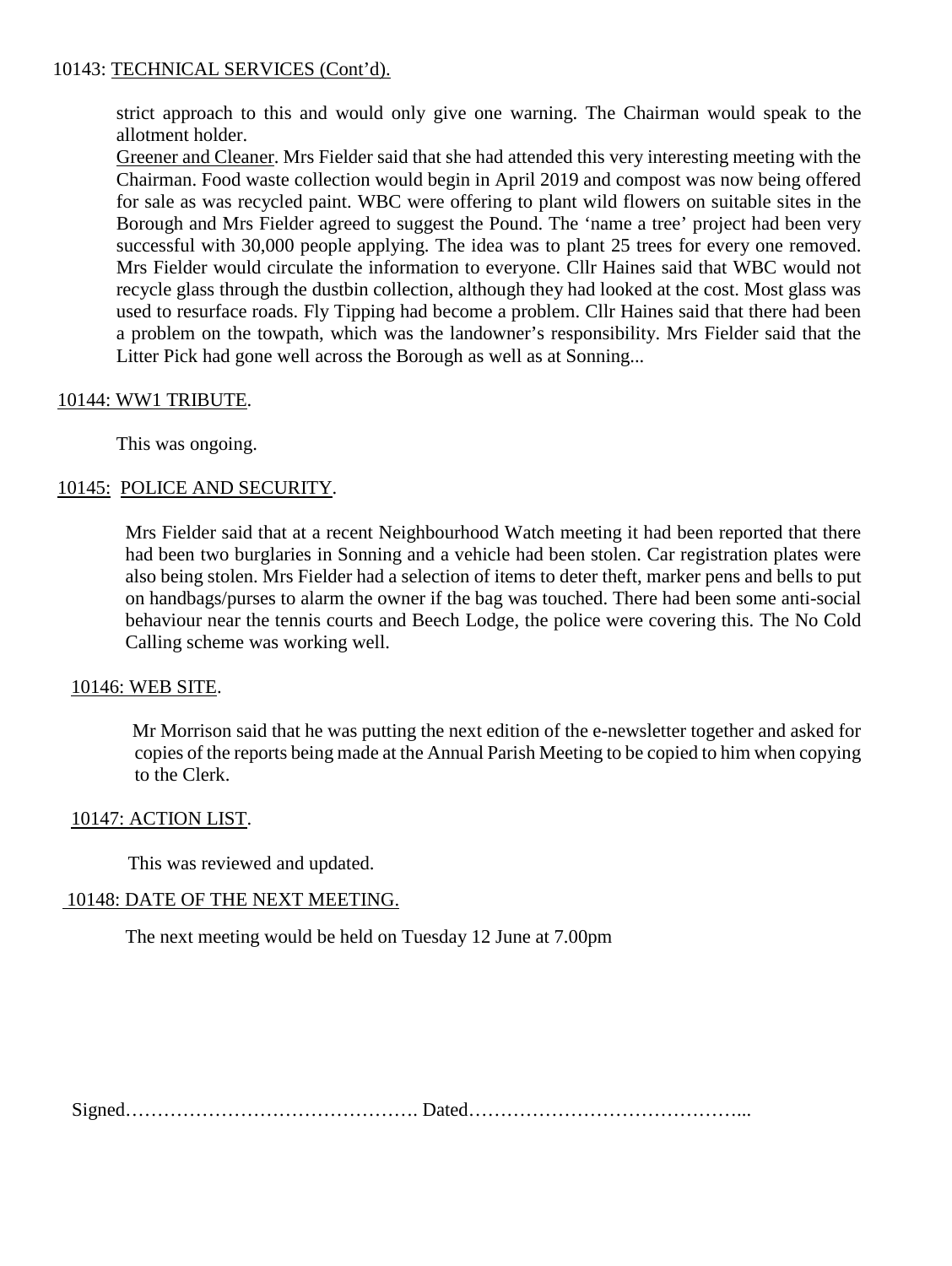10143: TECHNICAL SERVICES (Cont'd).

strict approach to this and would only give one warning. The Chairman would speak to the allotment holder.

Greener and Cleaner. Mrs Fielder said that she had attended this very interesting meeting with the Chairman. Food waste collection would begin in April 2019 and compost was now being offered for sale as was recycled paint. WBC were offering to plant wild flowers on suitable sites in the Borough and Mrs Fielder agreed to suggest the Pound. The 'name a tree' project had been very successful with 30,000 people applying. The idea was to plant 25 trees for every one removed. Mrs Fielder would circulate the information to everyone. Cllr Haines said that WBC would not recycle glass through the dustbin collection, although they had looked at the cost. Most glass was used to resurface roads. Fly Tipping had become a problem. Cllr Haines said that there had been a problem on the towpath, which was the landowner's responsibility. Mrs Fielder said that the Litter Pick had gone well across the Borough as well as at Sonning...

10144: WW1 TRIBUTE.

This was ongoing.

10145: POLICE AND SECURITY.

Mrs Fielder said that at a recent Neighbourhood Watch meeting it had been reported that there had been two burglaries in Sonning and a vehicle had been stolen. Car registration plates were also being stolen. Mrs Fielder had a selection of items to deter theft, marker pens and bells to put on handbags/purses to alarm the owner if the bag was touched. There had been some anti-social behaviour near the tennis courts and Beech Lodge, the police were covering this. The No Cold Calling scheme was working well.

10146: WEB SITE.

Mr Morrison said that he was putting the next edition of the e-newsletter together and asked for copies of the reports being made at the Annual Parish Meeting to be copied to him when copying to the Clerk.

10147: ACTION LIST.

This was reviewed and updated.

10148: DATE OF THE NEXT MEETING.

The next meeting would be held on Tuesday 12 June at 7.00pm

Signed………………………………………. Dated……………………………………...